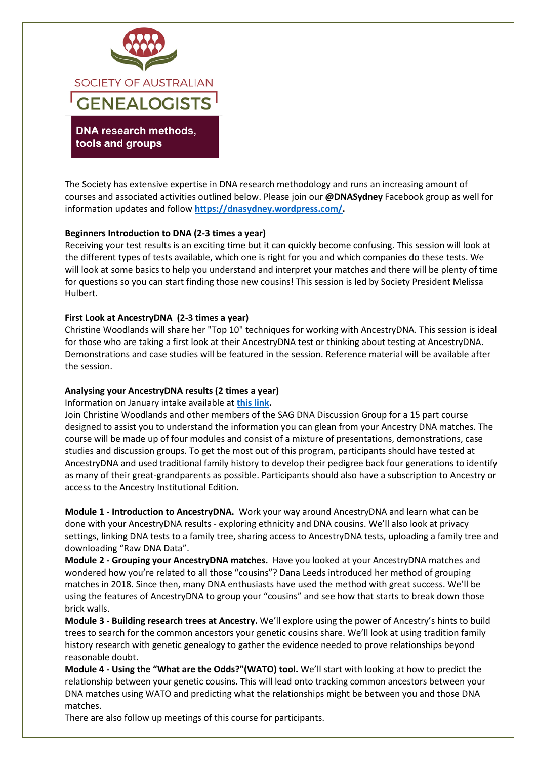SOCIETY OF AUSTRALIAN

# GENEALOGISTS

## DNA research methods, tools and groups

The Society has extensive expertise in DNA research methodology and runs an increasing amount of courses and associated activities outlined below. Please join our **@DNASydney** Facebook group as well for information updates and follow **https://dnasydney.wordpress.com/**.

### Beginners Introduction to DNA (2-3 times a year)

Receiving your test results is an exciting time but it can quickly become confusing. This session will look at the different types of tests available, which one is right for you and which companies do these tests. We will look at some basics to help you understand and interpret your matches and there will be plenty of time for questions so you can start finding those new cousins! This session is led by Society President Melissa Hulbert.

### First Look at AncestryDNA (2-3 times a year)

Christine Woodlands will share her "Top 10" techniques for working with AncestryDNA. This session is ideal for those who are taking a first look at their AncestryDNA test or thinking about testing at AncestryDNA. Demonstrations and case studies will be featured in the session. Reference material will be available after the session.

### Analysing your AncestryDNA results (2 times a year)

Information on January intake available at **this link**.

Join Christine Woodlands and other members of the SAG DNA Discussion Group for a 15 part course designed to assist you to understand the information you can glean from your Ancestry DNA matches. The course will be made up of four modules and consist of a mixture of presentations, demonstrations, case studies and discussion groups. To get the most out of this program, participants should have tested at AncestryDNA and used traditional family history to develop their pedigree back four generations to identify as many of their great-grandparents as possible. Participants should also have a subscription to Ancestry or access to the Ancestry Institutional Edition.

**Module 1 - Introduction to AncestryDNA.** Work your way around AncestryDNA and learn what can be done with your AncestryDNA results - exploring ethnicity and DNA cousins. We'll also look at privacy settings, linking DNA tests to a family tree, sharing access to AncestryDNA tests, uploading a family tree and downloading "Raw DNA Data".

**Module 2 - Grouping your AncestryDNA matches.** Have you looked at your AncestryDNA matches and wondered how you're related to all those "cousins"? Dana Leeds introduced her method of grouping matches in 2018. Since then, many DNA enthusiasts have used the method with great success. We'll be using the features of AncestryDNA to group your "cousins" and see how that starts to break down those brick walls.

**Module 3 - Building research trees at Ancestry.** We'll explore using the power of Ancestry's hints to build trees to search for the common ancestors your genetic cousins share. We'll look at using tradition family history research with genetic genealogy to gather the evidence needed to prove relationships beyond reasonable doubt.

**Module 4 - Using the "What are the Odds?"(WATO) tool.** We'll start with looking at how to predict the relationship between your genetic cousins. This will lead onto tracking common ancestors between your DNA matches using WATO and predicting what the relationships might be between you and those DNA matches.

There are also follow up meetings of this course for participants.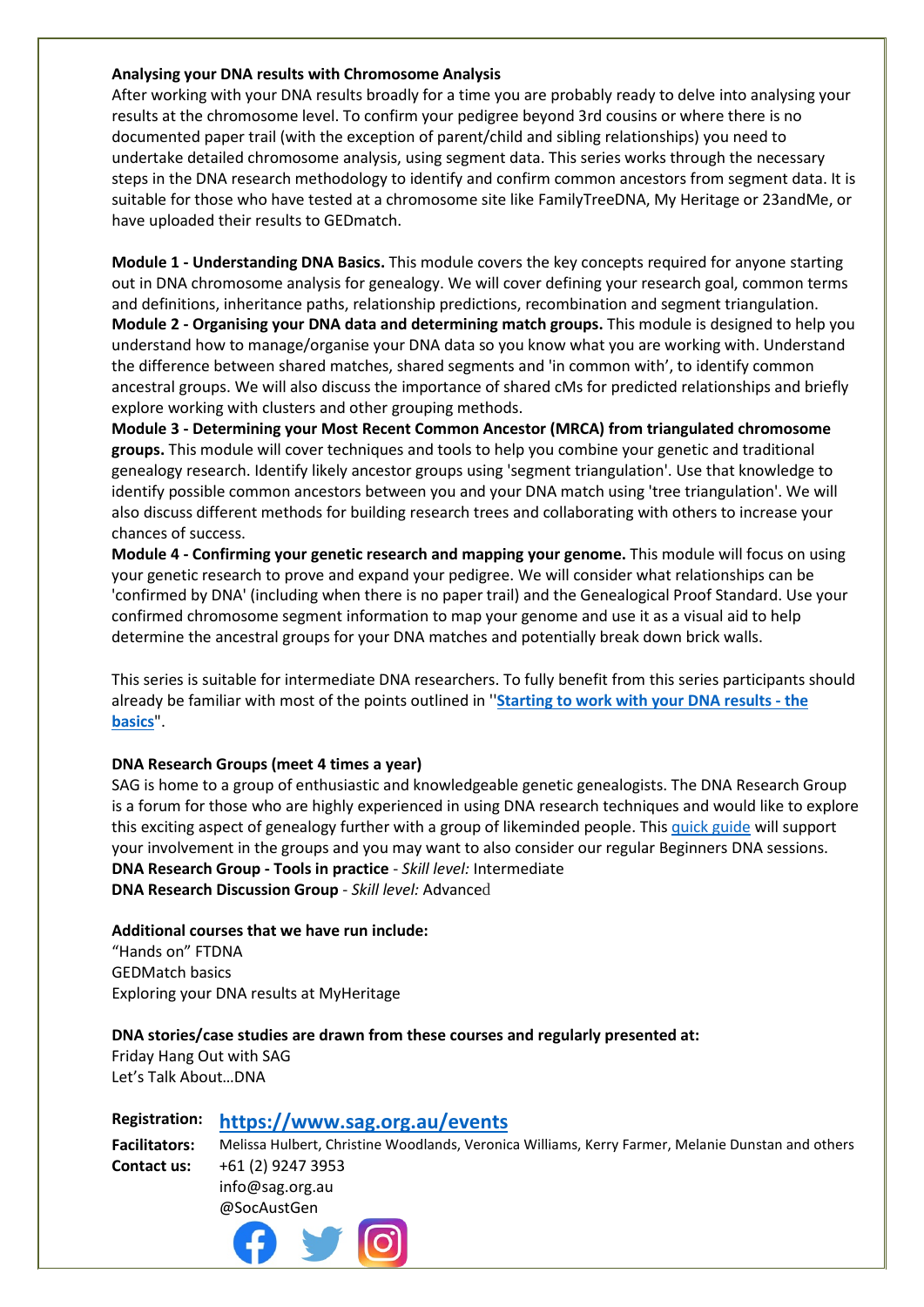**Analysing your DNA results with Chromosome Analysis**

After working with your DNA results broadly for a time you are probably ready to delve into analysing your results at the chromosome level. To confirm your pedigree beyond 3rd cousins or where there is no documented paper trail (with the exception of parent/child and sibling relationships) you need to undertake detailed chromosome analysis, using segment data. This series works through the necessary steps in the DNA research methodology to identify and confirm common ancestors from segment data. It is suitable for those who have tested at a chromosome site like FamilyTreeDNA, My Heritage or 23andMe, or have uploaded their results to GEDmatch.

**Module 1 - Understanding DNA Basics.** This module covers the key concepts required for anyone starting out in DNA chromosome analysis for genealogy. We will cover defining your research goal, common terms and definitions, inheritance paths, relationship predictions, recombination and segment triangulation.

**Module 2 - Organising your DNA data and determining match groups.** This module is designed to help you understand how to manage/organise your DNA data so you know what you are working with. Understand the difference between shared matches, shared segments and 'in common with', to identify common ancestral groups. We will also discuss the importance of shared cMs for predicted relationships and briefly explore working with clusters and other grouping methods.

**Module 3 - Determining your Most Recent Common Ancestor (MRCA) from triangulated chromosome groups.** This module will cover techniques and tools to help you combine your genetic and traditional genealogy research. Identify likely ancestor groups using 'segment triangulation'. Use that knowledge to identify possible common ancestors between you and your DNA match using 'tree triangulation'. We will also discuss different methods for building research trees and collaborating with others to increase your chances of success.

**Module 4 - Confirming your genetic research and mapping your genome.** This module will focus on using your genetic research to prove and expand your pedigree. We will consider what relationships can be 'confirmed by DNA' (including when there is no paper trail) and the Genealogical Proof Standard. Use your confirmed chromosome segment information to map your genome and use it as a visual aid to help determine the ancestral groups for your DNA matches and potentially break down brick walls.

This series is suitable for intermediate DNA researchers. To fully benefit from this series participants should already be familiar with most of the points outlined in "**Starting to work with your DNA results - the basics**".

**DNA Research Groups (meet 4 times a year)**

SAG is home to a group of enthusiastic and knowledgeable genetic genealogists. The DNA Research Group is a forum for those who are highly experienced in using DNA research techniques and would like to explore this exciting aspect of genealogy further with a group of likeminded people. This quick guide will support your involvement in the groups and you may want to also consider our regular Beginners DNA sessions.

**DNA Research Group - Tools in practice** - *Skill level:* Intermediate

**DNA Research Discussion Group** - *Skill level:* Advanced

**Additional courses that we have run include:**

"Hands on" FTDNA

GEDMatch basics

Exploring your DNA results at MyHeritage

**DNA stories/case studies are drawn from these courses and regularly presented at:**

Friday Hang Out with SAG

Let's Talk About…DNA

**Registration:** **https://www.sag.org.au/events**

**Facilitators:** Melissa Hulbert, Christine Woodlands, Veronica Williams, Kerry Farmer, Melanie Dunstan and others

**Contact us:** +61 (2) 9247 3953
info@sag.org.au
@SocAustGen